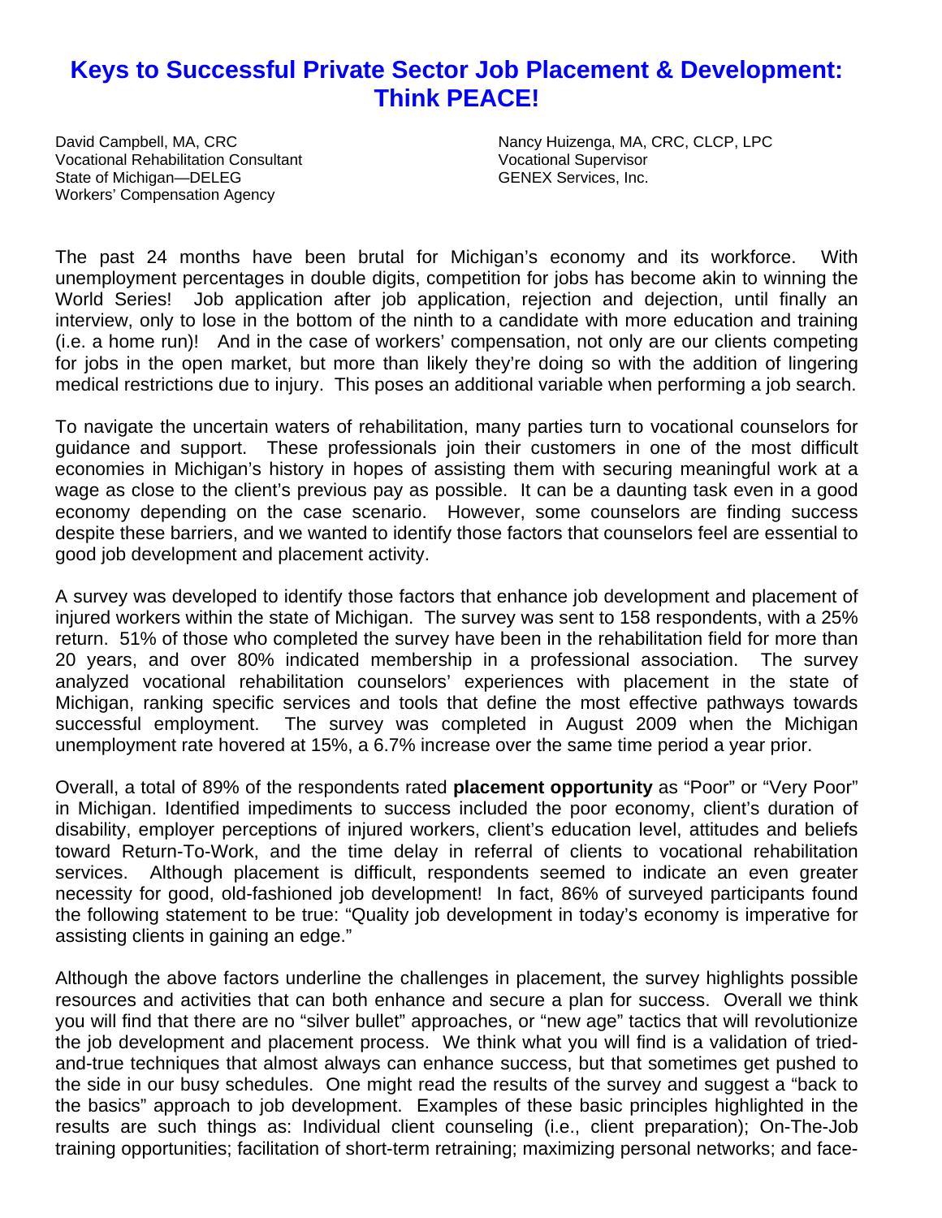# Keys to Successful Private Sector Job Placement & Development: Think PEACE!

David Campbell, MA, CRC
Vocational Rehabilitation Consultant
State of Michigan—DELEG
Workers' Compensation Agency

Nancy Huizenga, MA, CRC, CLCP, LPC
Vocational Supervisor
GENEX Services, Inc.

The past 24 months have been brutal for Michigan's economy and its workforce. With unemployment percentages in double digits, competition for jobs has become akin to winning the World Series! Job application after job application, rejection and dejection, until finally an interview, only to lose in the bottom of the ninth to a candidate with more education and training (i.e. a home run)! And in the case of workers' compensation, not only are our clients competing for jobs in the open market, but more than likely they're doing so with the addition of lingering medical restrictions due to injury. This poses an additional variable when performing a job search.

To navigate the uncertain waters of rehabilitation, many parties turn to vocational counselors for guidance and support. These professionals join their customers in one of the most difficult economies in Michigan's history in hopes of assisting them with securing meaningful work at a wage as close to the client's previous pay as possible. It can be a daunting task even in a good economy depending on the case scenario. However, some counselors are finding success despite these barriers, and we wanted to identify those factors that counselors feel are essential to good job development and placement activity.

A survey was developed to identify those factors that enhance job development and placement of injured workers within the state of Michigan. The survey was sent to 158 respondents, with a 25% return. 51% of those who completed the survey have been in the rehabilitation field for more than 20 years, and over 80% indicated membership in a professional association. The survey analyzed vocational rehabilitation counselors' experiences with placement in the state of Michigan, ranking specific services and tools that define the most effective pathways towards successful employment. The survey was completed in August 2009 when the Michigan unemployment rate hovered at 15%, a 6.7% increase over the same time period a year prior.

Overall, a total of 89% of the respondents rated **placement opportunity** as "Poor" or "Very Poor" in Michigan. Identified impediments to success included the poor economy, client's duration of disability, employer perceptions of injured workers, client's education level, attitudes and beliefs toward Return-To-Work, and the time delay in referral of clients to vocational rehabilitation services. Although placement is difficult, respondents seemed to indicate an even greater necessity for good, old-fashioned job development! In fact, 86% of surveyed participants found the following statement to be true: "Quality job development in today's economy is imperative for assisting clients in gaining an edge."

Although the above factors underline the challenges in placement, the survey highlights possible resources and activities that can both enhance and secure a plan for success. Overall we think you will find that there are no "silver bullet" approaches, or "new age" tactics that will revolutionize the job development and placement process. We think what you will find is a validation of tried-and-true techniques that almost always can enhance success, but that sometimes get pushed to the side in our busy schedules. One might read the results of the survey and suggest a "back to the basics" approach to job development. Examples of these basic principles highlighted in the results are such things as: Individual client counseling (i.e., client preparation); On-The-Job training opportunities; facilitation of short-term retraining; maximizing personal networks; and face-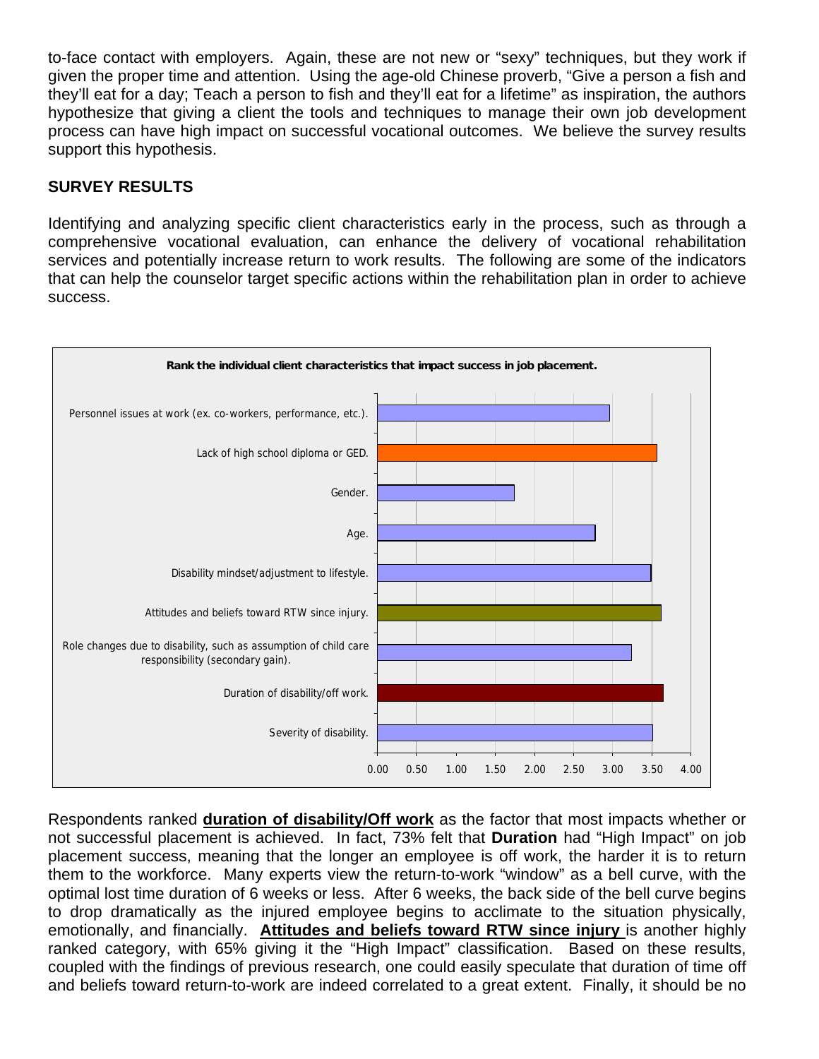to-face contact with employers. Again, these are not new or "sexy" techniques, but they work if given the proper time and attention. Using the age-old Chinese proverb, "Give a person a fish and they'll eat for a day; Teach a person to fish and they'll eat for a lifetime" as inspiration, the authors hypothesize that giving a client the tools and techniques to manage their own job development process can have high impact on successful vocational outcomes. We believe the survey results support this hypothesis.

## SURVEY RESULTS

Identifying and analyzing specific client characteristics early in the process, such as through a comprehensive vocational evaluation, can enhance the delivery of vocational rehabilitation services and potentially increase return to work results. The following are some of the indicators that can help the counselor target specific actions within the rehabilitation plan in order to achieve success.

**Rank the individual client characteristics that impact success in job placement.**

| Characteristic | Approximate score (0.00–4.00 scale) |
|---|---|
| Personnel issues at work (ex. co-workers, performance, etc.). | ~2.95 |
| Lack of high school diploma or GED. | ~3.55 |
| Gender. | ~1.75 |
| Age. | ~2.80 |
| Disability mindset/adjustment to lifestyle. | ~3.50 |
| Attitudes and beliefs toward RTW since injury. | ~3.60 |
| Role changes due to disability, such as assumption of child care responsibility (secondary gain). | ~3.25 |
| Duration of disability/off work. | ~3.65 |
| Severity of disability. | ~3.50 |

Respondents ranked **duration of disability/Off work** as the factor that most impacts whether or not successful placement is achieved. In fact, 73% felt that **Duration** had "High Impact" on job placement success, meaning that the longer an employee is off work, the harder it is to return them to the workforce. Many experts view the return-to-work "window" as a bell curve, with the optimal lost time duration of 6 weeks or less. After 6 weeks, the back side of the bell curve begins to drop dramatically as the injured employee begins to acclimate to the situation physically, emotionally, and financially. **Attitudes and beliefs toward RTW since injury** is another highly ranked category, with 65% giving it the "High Impact" classification. Based on these results, coupled with the findings of previous research, one could easily speculate that duration of time off and beliefs toward return-to-work are indeed correlated to a great extent. Finally, it should be no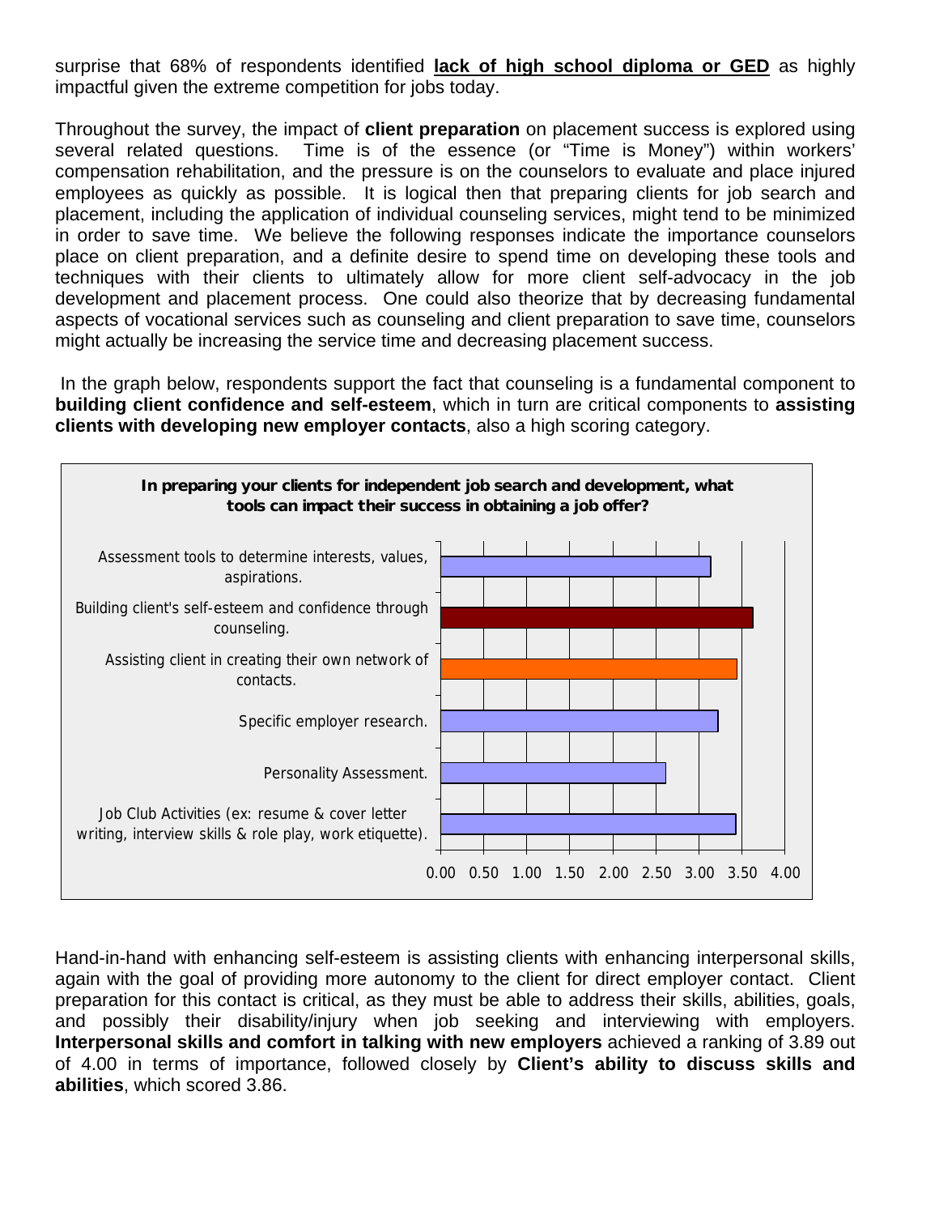surprise that 68% of respondents identified **lack of high school diploma or GED** as highly impactful given the extreme competition for jobs today.

Throughout the survey, the impact of **client preparation** on placement success is explored using several related questions. Time is of the essence (or "Time is Money") within workers' compensation rehabilitation, and the pressure is on the counselors to evaluate and place injured employees as quickly as possible. It is logical then that preparing clients for job search and placement, including the application of individual counseling services, might tend to be minimized in order to save time. We believe the following responses indicate the importance counselors place on client preparation, and a definite desire to spend time on developing these tools and techniques with their clients to ultimately allow for more client self-advocacy in the job development and placement process. One could also theorize that by decreasing fundamental aspects of vocational services such as counseling and client preparation to save time, counselors might actually be increasing the service time and decreasing placement success.

In the graph below, respondents support the fact that counseling is a fundamental component to **building client confidence and self-esteem**, which in turn are critical components to **assisting clients with developing new employer contacts**, also a high scoring category.

**In preparing your clients for independent job search and development, what tools can impact their success in obtaining a job offer?**

- Assessment tools to determine interests, values, aspirations.
- Building client's self-esteem and confidence through counseling.
- Assisting client in creating their own network of contacts.
- Specific employer research.
- Personality Assessment.
- Job Club Activities (ex: resume & cover letter writing, interview skills & role play, work etiquette).

0.00 0.50 1.00 1.50 2.00 2.50 3.00 3.50 4.00

Hand-in-hand with enhancing self-esteem is assisting clients with enhancing interpersonal skills, again with the goal of providing more autonomy to the client for direct employer contact. Client preparation for this contact is critical, as they must be able to address their skills, abilities, goals, and possibly their disability/injury when job seeking and interviewing with employers. **Interpersonal skills and comfort in talking with new employers** achieved a ranking of 3.89 out of 4.00 in terms of importance, followed closely by **Client's ability to discuss skills and abilities**, which scored 3.86.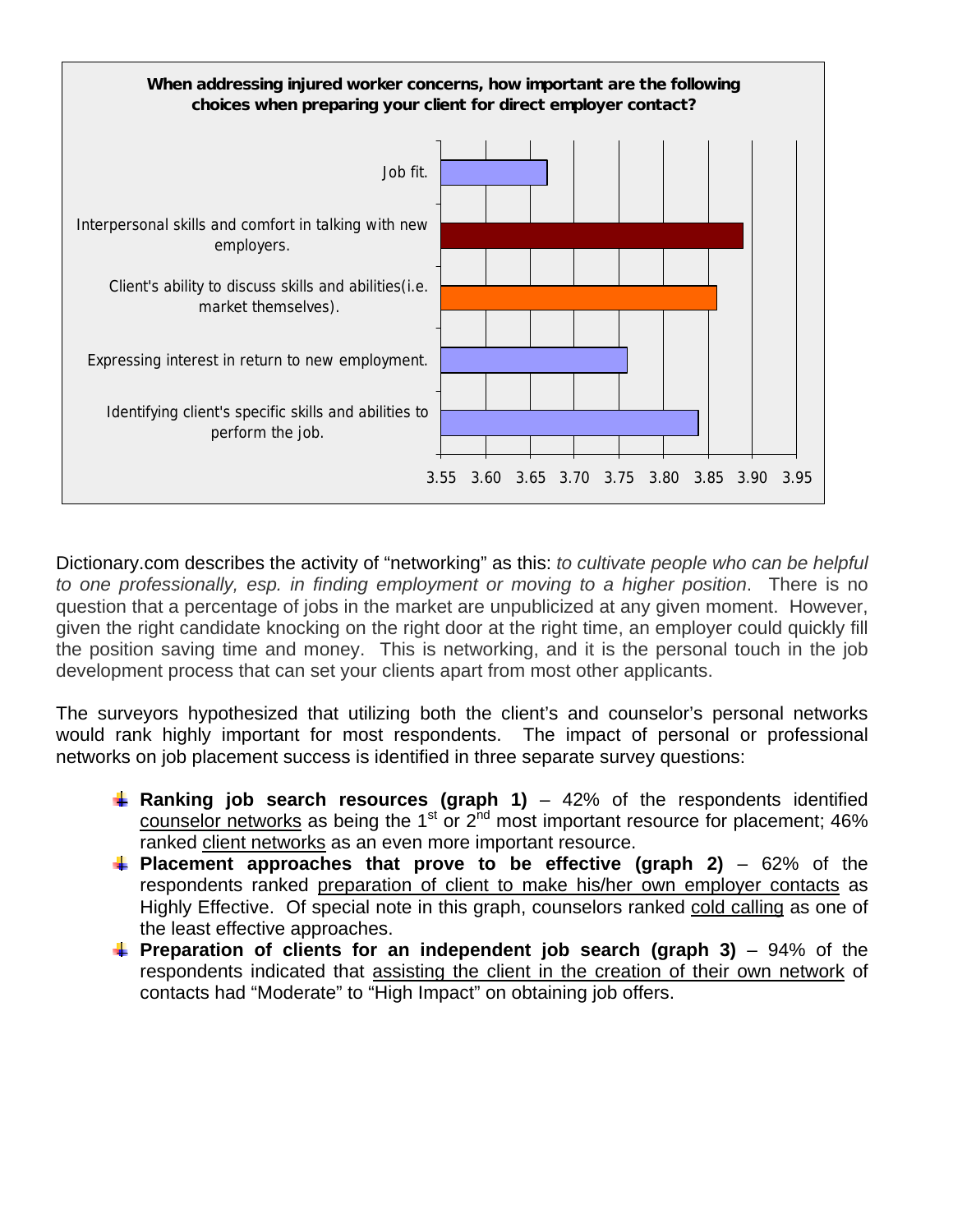**When addressing injured worker concerns, how important are the following choices when preparing your client for direct employer contact?**

| Choice | Approximate value |
|---|---|
| Job fit. | 3.67 |
| Interpersonal skills and comfort in talking with new employers. | 3.89 |
| Client's ability to discuss skills and abilities(i.e. market themselves). | 3.86 |
| Expressing interest in return to new employment. | 3.76 |
| Identifying client's specific skills and abilities to perform the job. | 3.84 |

Dictionary.com describes the activity of "networking" as this: *to cultivate people who can be helpful to one professionally, esp. in finding employment or moving to a higher position*. There is no question that a percentage of jobs in the market are unpublicized at any given moment. However, given the right candidate knocking on the right door at the right time, an employer could quickly fill the position saving time and money. This is networking, and it is the personal touch in the job development process that can set your clients apart from most other applicants.

The surveyors hypothesized that utilizing both the client's and counselor's personal networks would rank highly important for most respondents. The impact of personal or professional networks on job placement success is identified in three separate survey questions:

- **Ranking job search resources (graph 1)** – 42% of the respondents identified counselor networks as being the 1st or 2nd most important resource for placement; 46% ranked client networks as an even more important resource.
- **Placement approaches that prove to be effective (graph 2)** – 62% of the respondents ranked preparation of client to make his/her own employer contacts as Highly Effective. Of special note in this graph, counselors ranked cold calling as one of the least effective approaches.
- **Preparation of clients for an independent job search (graph 3)** – 94% of the respondents indicated that assisting the client in the creation of their own network of contacts had "Moderate" to "High Impact" on obtaining job offers.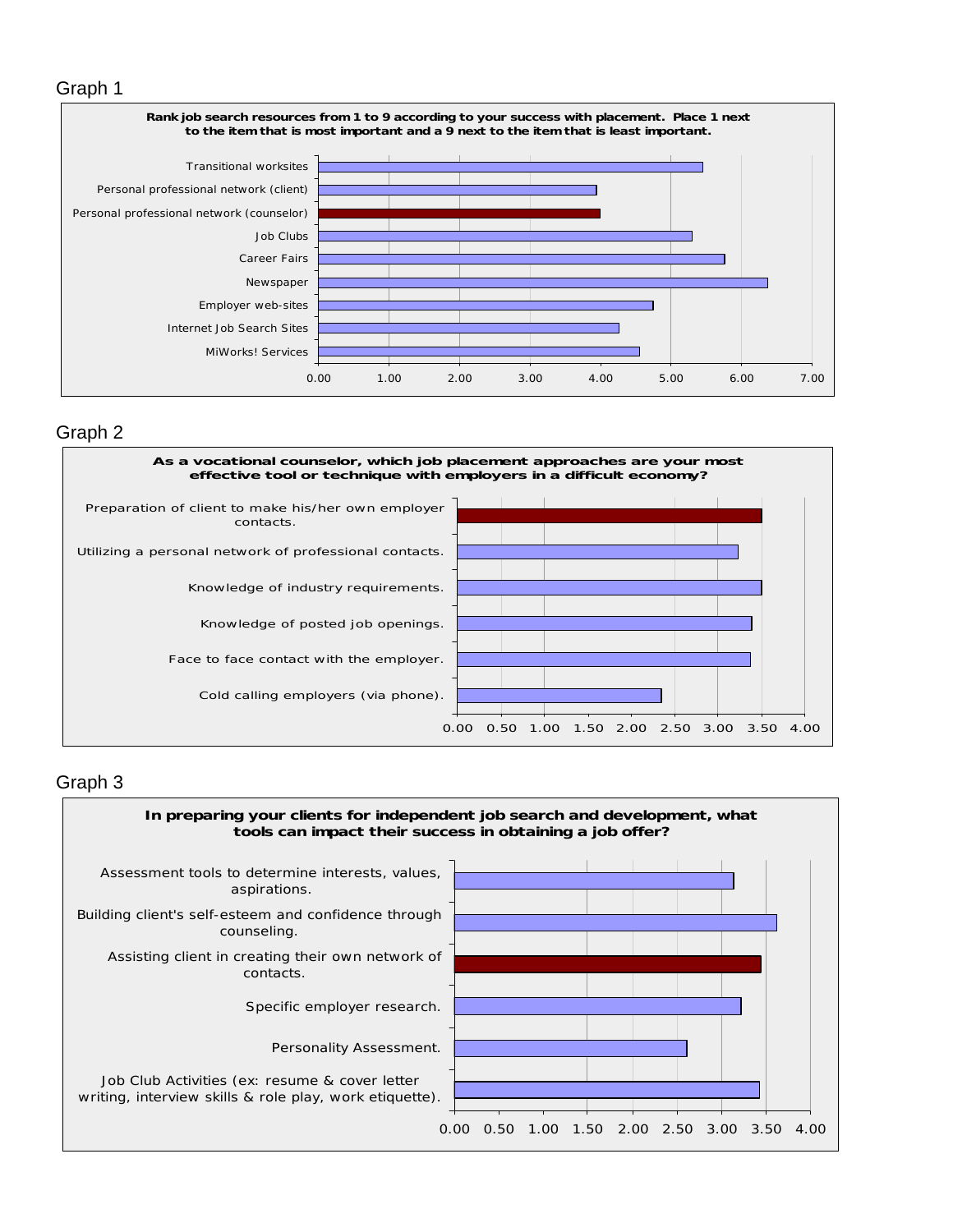Graph 1

**Rank job search resources from 1 to 9 according to your success with placement. Place 1 next to the item that is most important and a 9 next to the item that is least important.**

| Resource | Approximate value |
|---|---|
| Transitional worksites | 5.45 |
| Personal professional network (client) | 3.95 |
| Personal professional network (counselor) | 4.00 |
| Job Clubs | 5.30 |
| Career Fairs | 5.75 |
| Newspaper | 6.38 |
| Employer web-sites | 4.75 |
| Internet Job Search Sites | 4.27 |
| MiWorks! Services | 4.57 |

Graph 2

**As a vocational counselor, which job placement approaches are your most effective tool or technique with employers in a difficult economy?**

| Approach | Approximate value |
|---|---|
| Preparation of client to make his/her own employer contacts. | 3.50 |
| Utilizing a personal network of professional contacts. | 3.23 |
| Knowledge of industry requirements. | 3.50 |
| Knowledge of posted job openings. | 3.38 |
| Face to face contact with the employer. | 3.37 |
| Cold calling employers (via phone). | 2.35 |

Graph 3

**In preparing your clients for independent job search and development, what tools can impact their success in obtaining a job offer?**

| Tool | Approximate value |
|---|---|
| Assessment tools to determine interests, values, aspirations. | 3.14 |
| Building client's self-esteem and confidence through counseling. | 3.62 |
| Assisting client in creating their own network of contacts. | 3.45 |
| Specific employer research. | 3.22 |
| Personality Assessment. | 2.62 |
| Job Club Activities (ex: resume & cover letter writing, interview skills & role play, work etiquette). | 3.43 |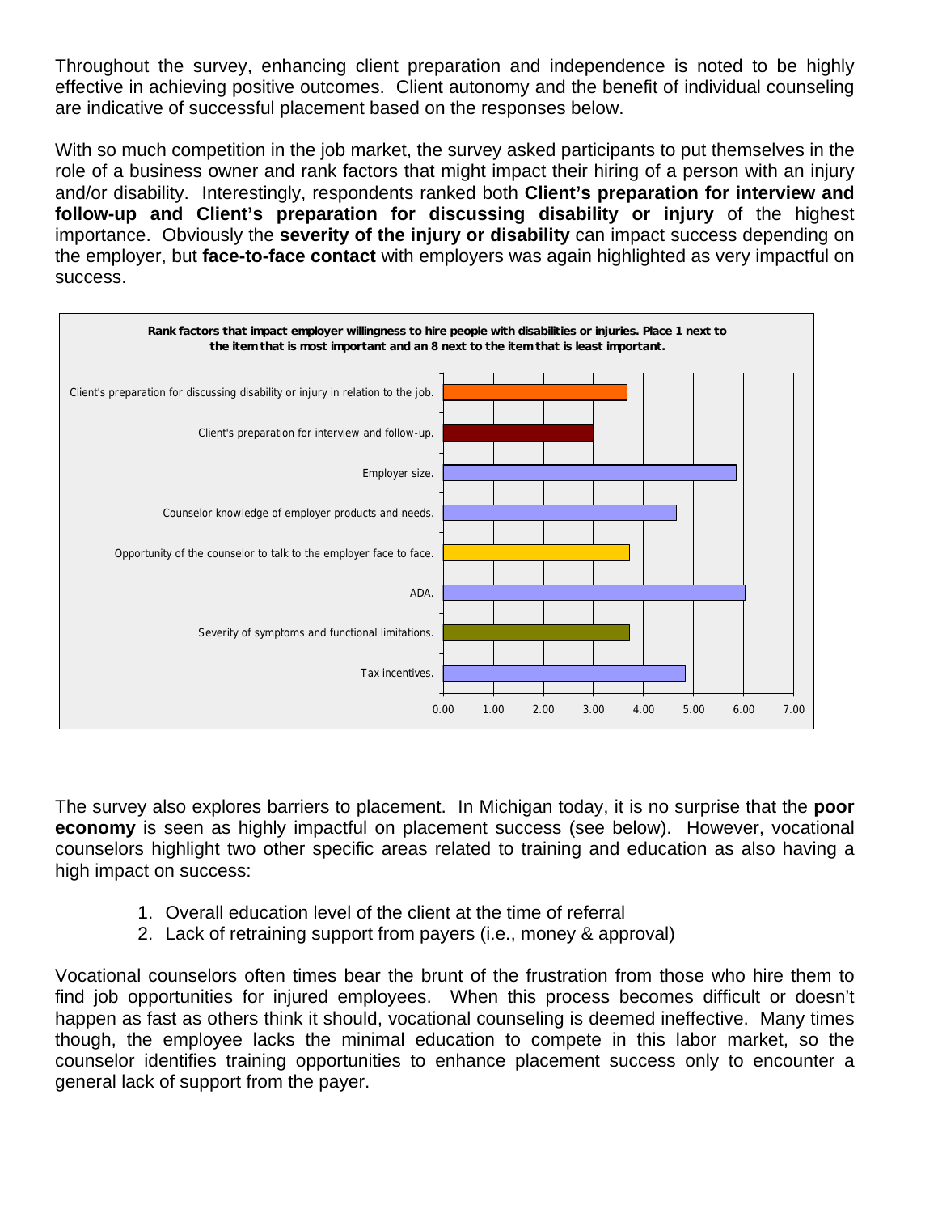Throughout the survey, enhancing client preparation and independence is noted to be highly effective in achieving positive outcomes. Client autonomy and the benefit of individual counseling are indicative of successful placement based on the responses below.

With so much competition in the job market, the survey asked participants to put themselves in the role of a business owner and rank factors that might impact their hiring of a person with an injury and/or disability. Interestingly, respondents ranked both **Client's preparation for interview and follow-up and Client's preparation for discussing disability or injury** of the highest importance. Obviously the **severity of the injury or disability** can impact success depending on the employer, but **face-to-face contact** with employers was again highlighted as very impactful on success.

**Rank factors that impact employer willingness to hire people with disabilities or injuries. Place 1 next to the item that is most important and an 8 next to the item that is least important.**

| Factor | Approximate average rank |
| --- | --- |
| Client's preparation for discussing disability or injury in relation to the job. | ~3.65 |
| Client's preparation for interview and follow-up. | ~3.00 |
| Employer size. | ~5.85 |
| Counselor knowledge of employer products and needs. | ~4.65 |
| Opportunity of the counselor to talk to the employer face to face. | ~3.70 |
| ADA. | ~6.00 |
| Severity of symptoms and functional limitations. | ~3.70 |
| Tax incentives. | ~4.85 |

The survey also explores barriers to placement. In Michigan today, it is no surprise that the **poor economy** is seen as highly impactful on placement success (see below). However, vocational counselors highlight two other specific areas related to training and education as also having a high impact on success:

1. Overall education level of the client at the time of referral
2. Lack of retraining support from payers (i.e., money & approval)

Vocational counselors often times bear the brunt of the frustration from those who hire them to find job opportunities for injured employees. When this process becomes difficult or doesn't happen as fast as others think it should, vocational counseling is deemed ineffective. Many times though, the employee lacks the minimal education to compete in this labor market, so the counselor identifies training opportunities to enhance placement success only to encounter a general lack of support from the payer.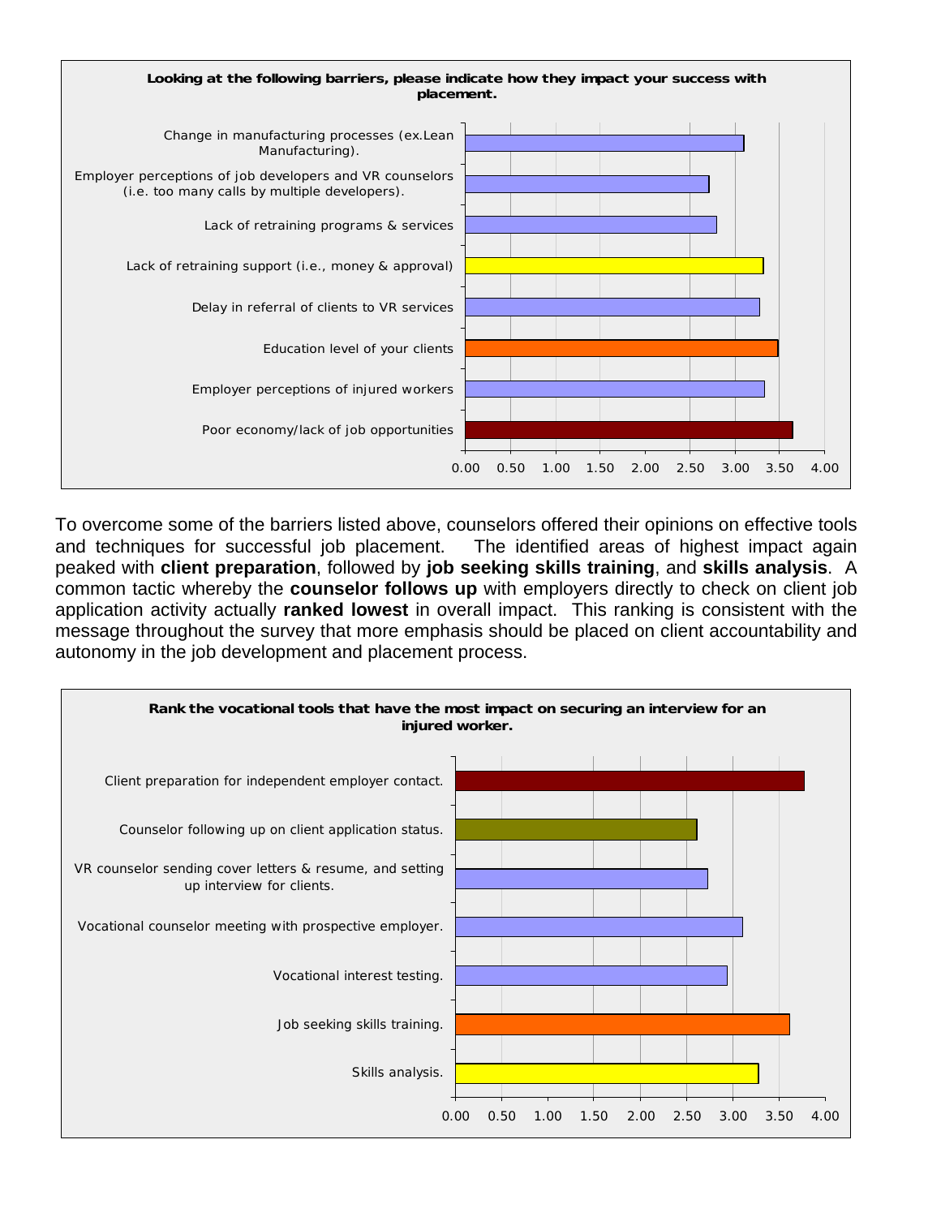**Looking at the following barriers, please indicate how they impact your success with placement.**

| Barrier | Approximate value |
|---|---|
| Change in manufacturing processes (ex.Lean Manufacturing). | 3.10 |
| Employer perceptions of job developers and VR counselors (i.e. too many calls by multiple developers). | 2.72 |
| Lack of retraining programs & services | 2.80 |
| Lack of retraining support (i.e., money & approval) | 3.32 |
| Delay in referral of clients to VR services | 3.28 |
| Education level of your clients | 3.48 |
| Employer perceptions of injured workers | 3.34 |
| Poor economy/lack of job opportunities | 3.64 |

To overcome some of the barriers listed above, counselors offered their opinions on effective tools and techniques for successful job placement. The identified areas of highest impact again peaked with **client preparation**, followed by **job seeking skills training**, and **skills analysis**. A common tactic whereby the **counselor follows up** with employers directly to check on client job application activity actually **ranked lowest** in overall impact. This ranking is consistent with the message throughout the survey that more emphasis should be placed on client accountability and autonomy in the job development and placement process.

**Rank the vocational tools that have the most impact on securing an interview for an injured worker.**

| Vocational tool | Approximate value |
|---|---|
| Client preparation for independent employer contact. | 3.77 |
| Counselor following up on client application status. | 2.60 |
| VR counselor sending cover letters & resume, and setting up interview for clients. | 2.72 |
| Vocational counselor meeting with prospective employer. | 3.10 |
| Vocational interest testing. | 2.93 |
| Job seeking skills training. | 3.61 |
| Skills analysis. | 3.27 |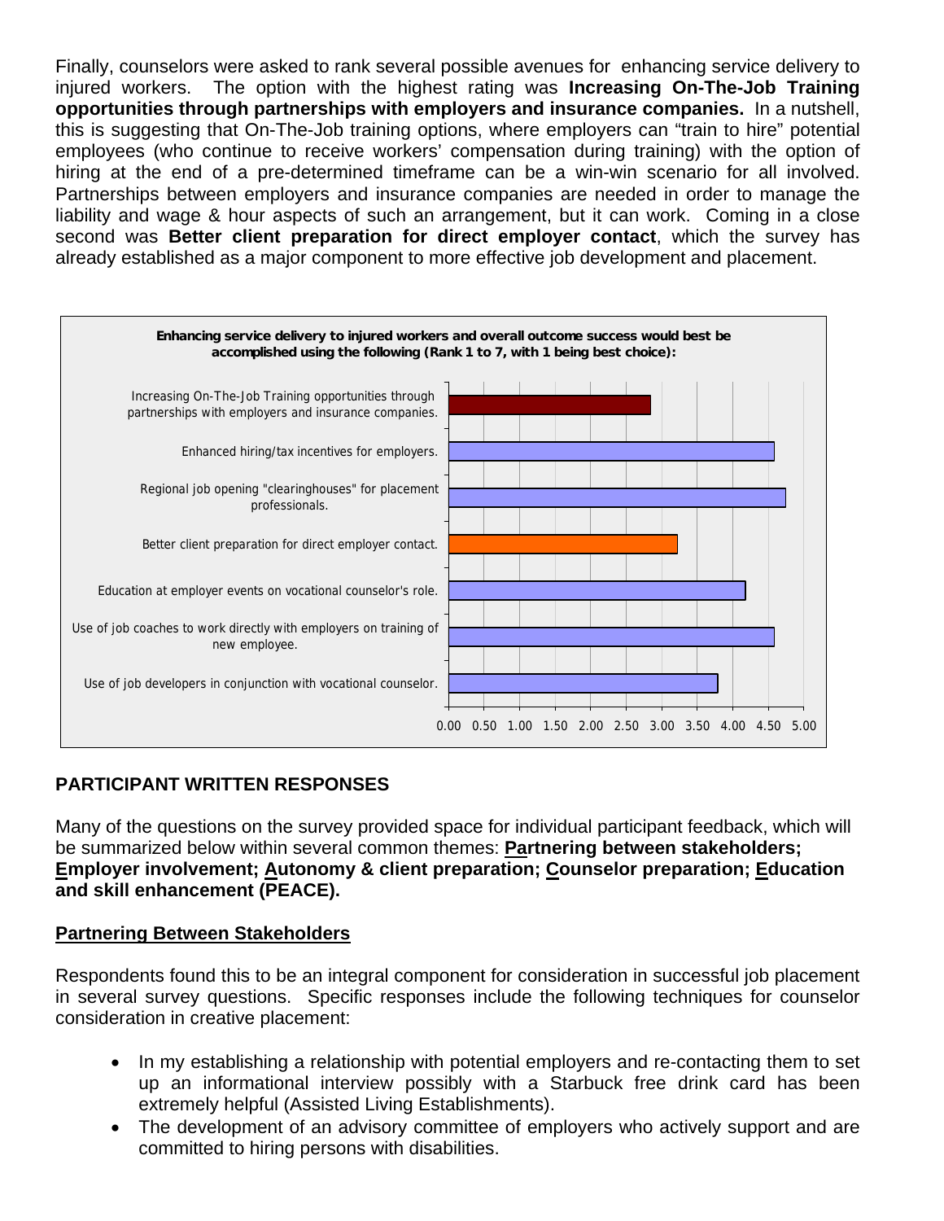Finally, counselors were asked to rank several possible avenues for enhancing service delivery to injured workers. The option with the highest rating was **Increasing On-The-Job Training opportunities through partnerships with employers and insurance companies.** In a nutshell, this is suggesting that On-The-Job training options, where employers can "train to hire" potential employees (who continue to receive workers' compensation during training) with the option of hiring at the end of a pre-determined timeframe can be a win-win scenario for all involved. Partnerships between employers and insurance companies are needed in order to manage the liability and wage & hour aspects of such an arrangement, but it can work. Coming in a close second was **Better client preparation for direct employer contact**, which the survey has already established as a major component to more effective job development and placement.

**Enhancing service delivery to injured workers and overall outcome success would best be accomplished using the following (Rank 1 to 7, with 1 being best choice):**

| Option | Approx. Rating |
|---|---|
| Increasing On-The-Job Training opportunities through partnerships with employers and insurance companies. | 2.85 |
| Enhanced hiring/tax incentives for employers. | 4.60 |
| Regional job opening "clearinghouses" for placement professionals. | 4.75 |
| Better client preparation for direct employer contact. | 3.25 |
| Education at employer events on vocational counselor's role. | 4.20 |
| Use of job coaches to work directly with employers on training of new employee. | 4.60 |
| Use of job developers in conjunction with vocational counselor. | 3.80 |

## PARTICIPANT WRITTEN RESPONSES

Many of the questions on the survey provided space for individual participant feedback, which will be summarized below within several common themes: **Partnering between stakeholders; Employer involvement; Autonomy & client preparation; Counselor preparation; Education and skill enhancement (PEACE).**

### Partnering Between Stakeholders

Respondents found this to be an integral component for consideration in successful job placement in several survey questions. Specific responses include the following techniques for counselor consideration in creative placement:

- In my establishing a relationship with potential employers and re-contacting them to set up an informational interview possibly with a Starbuck free drink card has been extremely helpful (Assisted Living Establishments).
- The development of an advisory committee of employers who actively support and are committed to hiring persons with disabilities.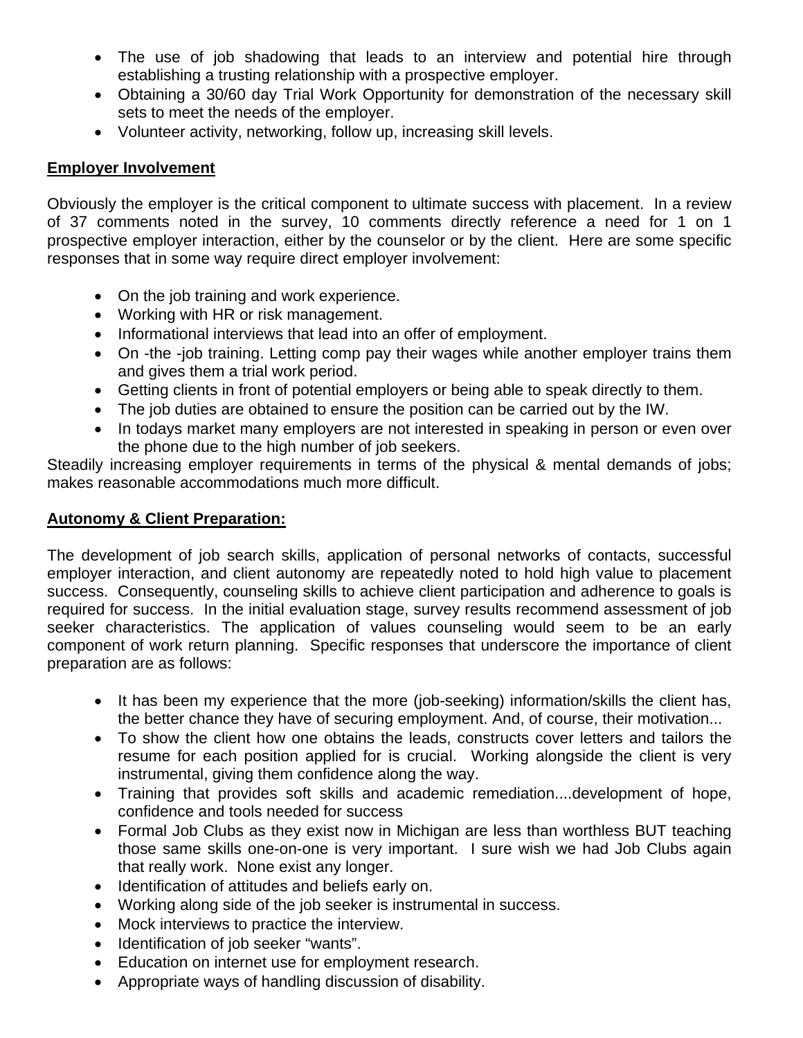- The use of job shadowing that leads to an interview and potential hire through establishing a trusting relationship with a prospective employer.
- Obtaining a 30/60 day Trial Work Opportunity for demonstration of the necessary skill sets to meet the needs of the employer.
- Volunteer activity, networking, follow up, increasing skill levels.

**Employer Involvement**

Obviously the employer is the critical component to ultimate success with placement. In a review of 37 comments noted in the survey, 10 comments directly reference a need for 1 on 1 prospective employer interaction, either by the counselor or by the client. Here are some specific responses that in some way require direct employer involvement:

- On the job training and work experience.
- Working with HR or risk management.
- Informational interviews that lead into an offer of employment.
- On -the -job training. Letting comp pay their wages while another employer trains them and gives them a trial work period.
- Getting clients in front of potential employers or being able to speak directly to them.
- The job duties are obtained to ensure the position can be carried out by the IW.
- In todays market many employers are not interested in speaking in person or even over the phone due to the high number of job seekers.

Steadily increasing employer requirements in terms of the physical & mental demands of jobs; makes reasonable accommodations much more difficult.

**Autonomy & Client Preparation:**

The development of job search skills, application of personal networks of contacts, successful employer interaction, and client autonomy are repeatedly noted to hold high value to placement success. Consequently, counseling skills to achieve client participation and adherence to goals is required for success. In the initial evaluation stage, survey results recommend assessment of job seeker characteristics. The application of values counseling would seem to be an early component of work return planning. Specific responses that underscore the importance of client preparation are as follows:

- It has been my experience that the more (job-seeking) information/skills the client has, the better chance they have of securing employment. And, of course, their motivation...
- To show the client how one obtains the leads, constructs cover letters and tailors the resume for each position applied for is crucial. Working alongside the client is very instrumental, giving them confidence along the way.
- Training that provides soft skills and academic remediation....development of hope, confidence and tools needed for success
- Formal Job Clubs as they exist now in Michigan are less than worthless BUT teaching those same skills one-on-one is very important. I sure wish we had Job Clubs again that really work. None exist any longer.
- Identification of attitudes and beliefs early on.
- Working along side of the job seeker is instrumental in success.
- Mock interviews to practice the interview.
- Identification of job seeker "wants".
- Education on internet use for employment research.
- Appropriate ways of handling discussion of disability.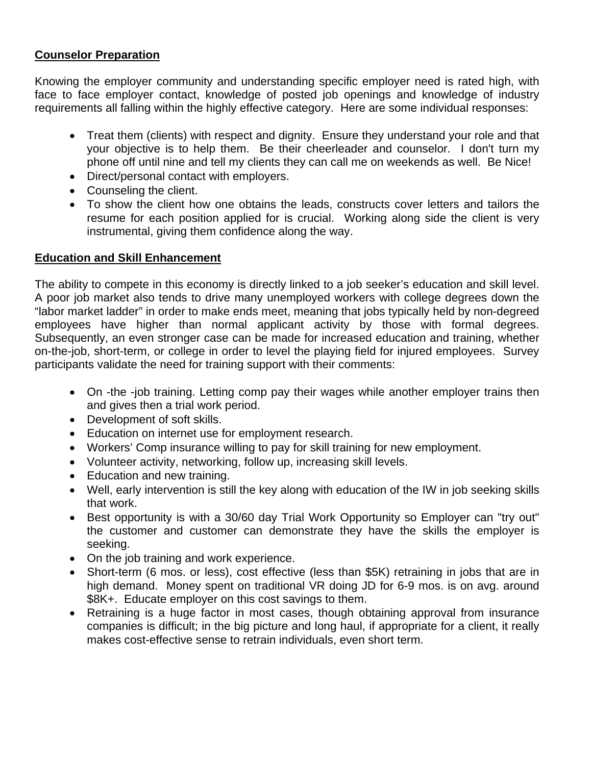**Counselor Preparation**

Knowing the employer community and understanding specific employer need is rated high, with face to face employer contact, knowledge of posted job openings and knowledge of industry requirements all falling within the highly effective category. Here are some individual responses:

- Treat them (clients) with respect and dignity. Ensure they understand your role and that your objective is to help them. Be their cheerleader and counselor. I don't turn my phone off until nine and tell my clients they can call me on weekends as well. Be Nice!
- Direct/personal contact with employers.
- Counseling the client.
- To show the client how one obtains the leads, constructs cover letters and tailors the resume for each position applied for is crucial. Working along side the client is very instrumental, giving them confidence along the way.

**Education and Skill Enhancement**

The ability to compete in this economy is directly linked to a job seeker's education and skill level. A poor job market also tends to drive many unemployed workers with college degrees down the "labor market ladder" in order to make ends meet, meaning that jobs typically held by non-degreed employees have higher than normal applicant activity by those with formal degrees. Subsequently, an even stronger case can be made for increased education and training, whether on-the-job, short-term, or college in order to level the playing field for injured employees. Survey participants validate the need for training support with their comments:

- On -the -job training. Letting comp pay their wages while another employer trains then and gives then a trial work period.
- Development of soft skills.
- Education on internet use for employment research.
- Workers' Comp insurance willing to pay for skill training for new employment.
- Volunteer activity, networking, follow up, increasing skill levels.
- Education and new training.
- Well, early intervention is still the key along with education of the IW in job seeking skills that work.
- Best opportunity is with a 30/60 day Trial Work Opportunity so Employer can "try out" the customer and customer can demonstrate they have the skills the employer is seeking.
- On the job training and work experience.
- Short-term (6 mos. or less), cost effective (less than $5K) retraining in jobs that are in high demand. Money spent on traditional VR doing JD for 6-9 mos. is on avg. around $8K+. Educate employer on this cost savings to them.
- Retraining is a huge factor in most cases, though obtaining approval from insurance companies is difficult; in the big picture and long haul, if appropriate for a client, it really makes cost-effective sense to retrain individuals, even short term.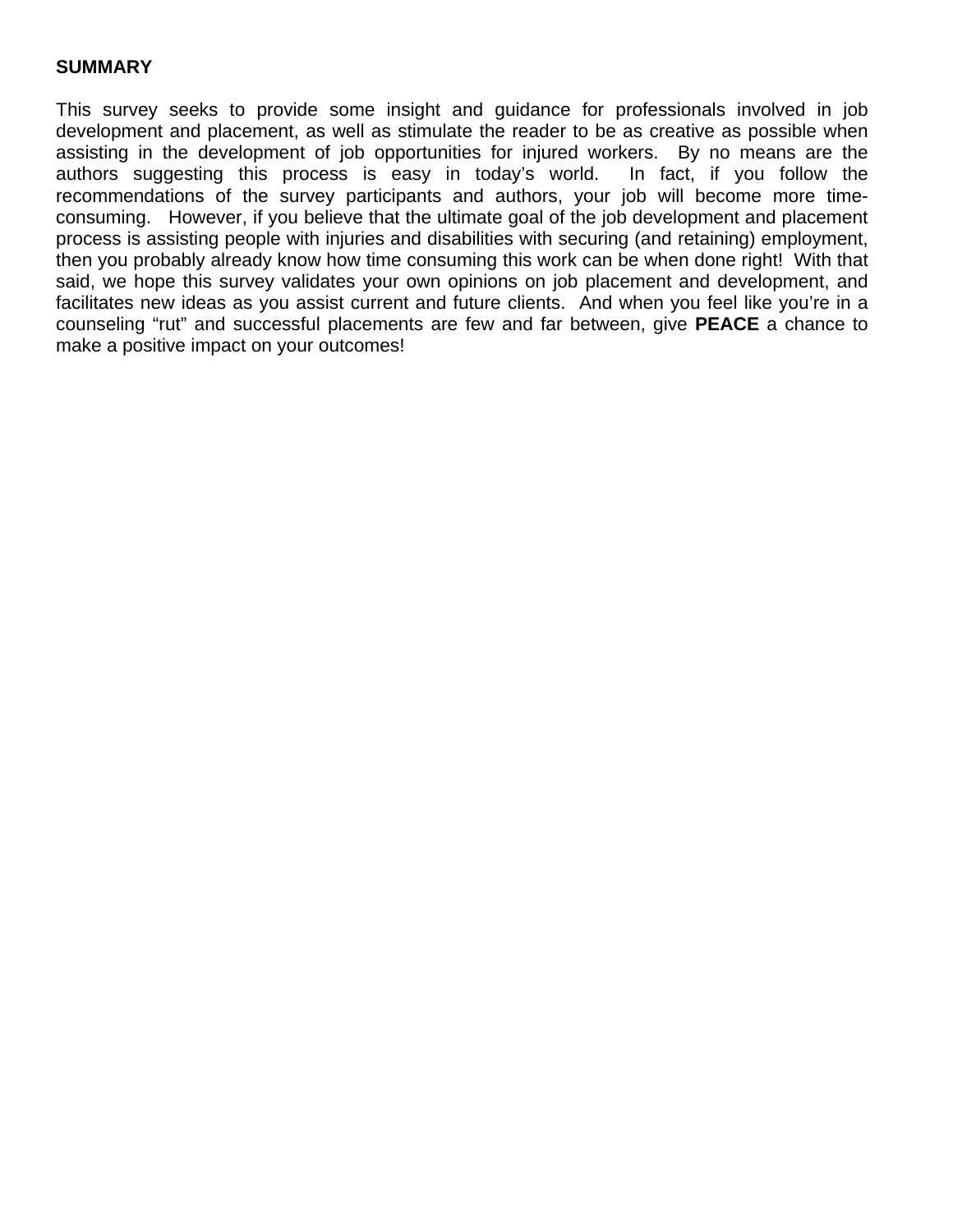**SUMMARY**

This survey seeks to provide some insight and guidance for professionals involved in job development and placement, as well as stimulate the reader to be as creative as possible when assisting in the development of job opportunities for injured workers. By no means are the authors suggesting this process is easy in today's world. In fact, if you follow the recommendations of the survey participants and authors, your job will become more time-consuming. However, if you believe that the ultimate goal of the job development and placement process is assisting people with injuries and disabilities with securing (and retaining) employment, then you probably already know how time consuming this work can be when done right! With that said, we hope this survey validates your own opinions on job placement and development, and facilitates new ideas as you assist current and future clients. And when you feel like you're in a counseling "rut" and successful placements are few and far between, give **PEACE** a chance to make a positive impact on your outcomes!